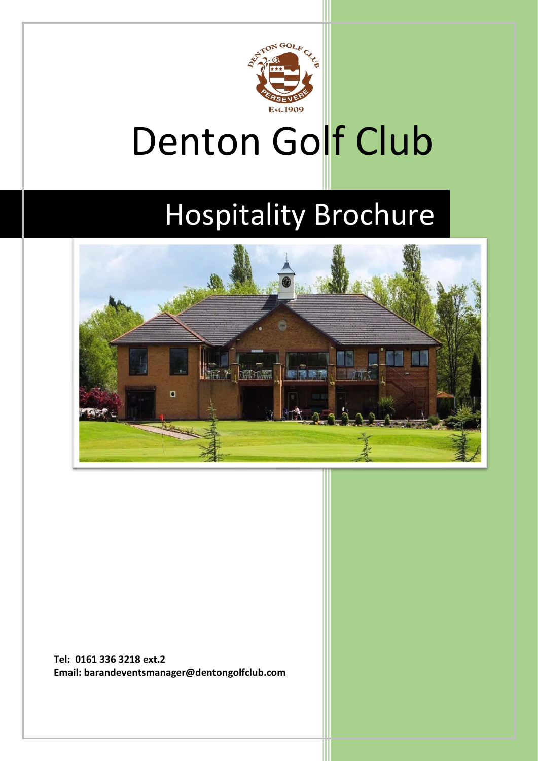# Denton Golf Club

## Hospitality Brochure

**Tel: 0161 336 3218 ext.2**
**Email: barandeventsmanager@dentongolfclub.com**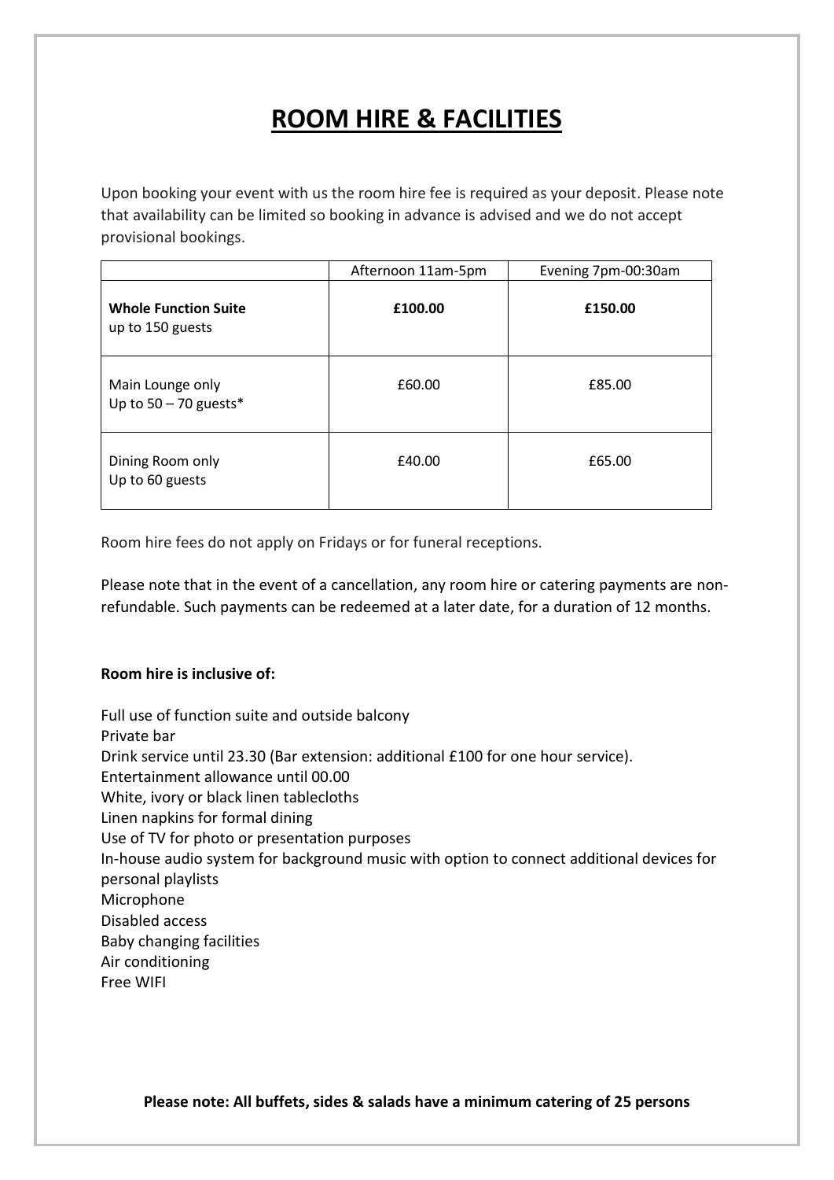# ROOM HIRE & FACILITIES

Upon booking your event with us the room hire fee is required as your deposit. Please note that availability can be limited so booking in advance is advised and we do not accept provisional bookings.

| | Afternoon 11am-5pm | Evening 7pm-00:30am |
|---|---|---|
| **Whole Function Suite** up to 150 guests | **£100.00** | **£150.00** |
| Main Lounge only Up to 50 – 70 guests* | £60.00 | £85.00 |
| Dining Room only Up to 60 guests | £40.00 | £65.00 |

Room hire fees do not apply on Fridays or for funeral receptions.

Please note that in the event of a cancellation, any room hire or catering payments are non-refundable. Such payments can be redeemed at a later date, for a duration of 12 months.

**Room hire is inclusive of:**

Full use of function suite and outside balcony
Private bar
Drink service until 23.30 (Bar extension: additional £100 for one hour service).
Entertainment allowance until 00.00
White, ivory or black linen tablecloths
Linen napkins for formal dining
Use of TV for photo or presentation purposes
In-house audio system for background music with option to connect additional devices for personal playlists
Microphone
Disabled access
Baby changing facilities
Air conditioning
Free WIFI

**Please note: All buffets, sides & salads have a minimum catering of 25 persons**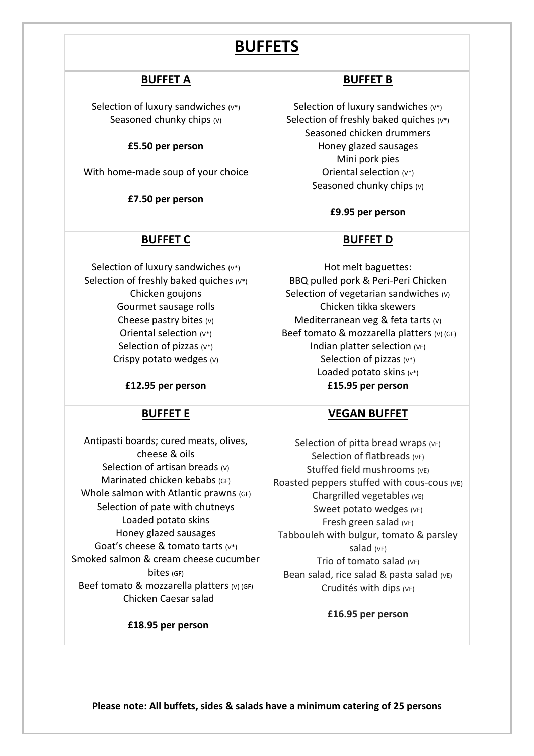# BUFFETS

## BUFFET A

Selection of luxury sandwiches (V*)
Seasoned chunky chips (V)

**£5.50 per person**

With home-made soup of your choice

**£7.50 per person**

## BUFFET B

Selection of luxury sandwiches (V*)
Selection of freshly baked quiches (V*)
Seasoned chicken drummers
Honey glazed sausages
Mini pork pies
Oriental selection (V*)
Seasoned chunky chips (V)

**£9.95 per person**

## BUFFET C

Selection of luxury sandwiches (V*)
Selection of freshly baked quiches (V*)
Chicken goujons
Gourmet sausage rolls
Cheese pastry bites (V)
Oriental selection (V*)
Selection of pizzas (V*)
Crispy potato wedges (V)

**£12.95 per person**

## BUFFET D

Hot melt baguettes:
BBQ pulled pork & Peri-Peri Chicken
Selection of vegetarian sandwiches (V)
Chicken tikka skewers
Mediterranean veg & feta tarts (V)
Beef tomato & mozzarella platters (V) (GF)
Indian platter selection (VE)
Selection of pizzas (V*)
Loaded potato skins (V*)

**£15.95 per person**

## BUFFET E

Antipasti boards; cured meats, olives, cheese & oils
Selection of artisan breads (V)
Marinated chicken kebabs (GF)
Whole salmon with Atlantic prawns (GF)
Selection of pate with chutneys
Loaded potato skins
Honey glazed sausages
Goat's cheese & tomato tarts (V*)
Smoked salmon & cream cheese cucumber bites (GF)
Beef tomato & mozzarella platters (V) (GF)
Chicken Caesar salad

**£18.95 per person**

## VEGAN BUFFET

Selection of pitta bread wraps (VE)
Selection of flatbreads (VE)
Stuffed field mushrooms (VE)
Roasted peppers stuffed with cous-cous (VE)
Chargrilled vegetables (VE)
Sweet potato wedges (VE)
Fresh green salad (VE)
Tabbouleh with bulgur, tomato & parsley salad (VE)
Trio of tomato salad (VE)
Bean salad, rice salad & pasta salad (VE)
Crudités with dips (VE)

**£16.95 per person**

**Please note: All buffets, sides & salads have a minimum catering of 25 persons**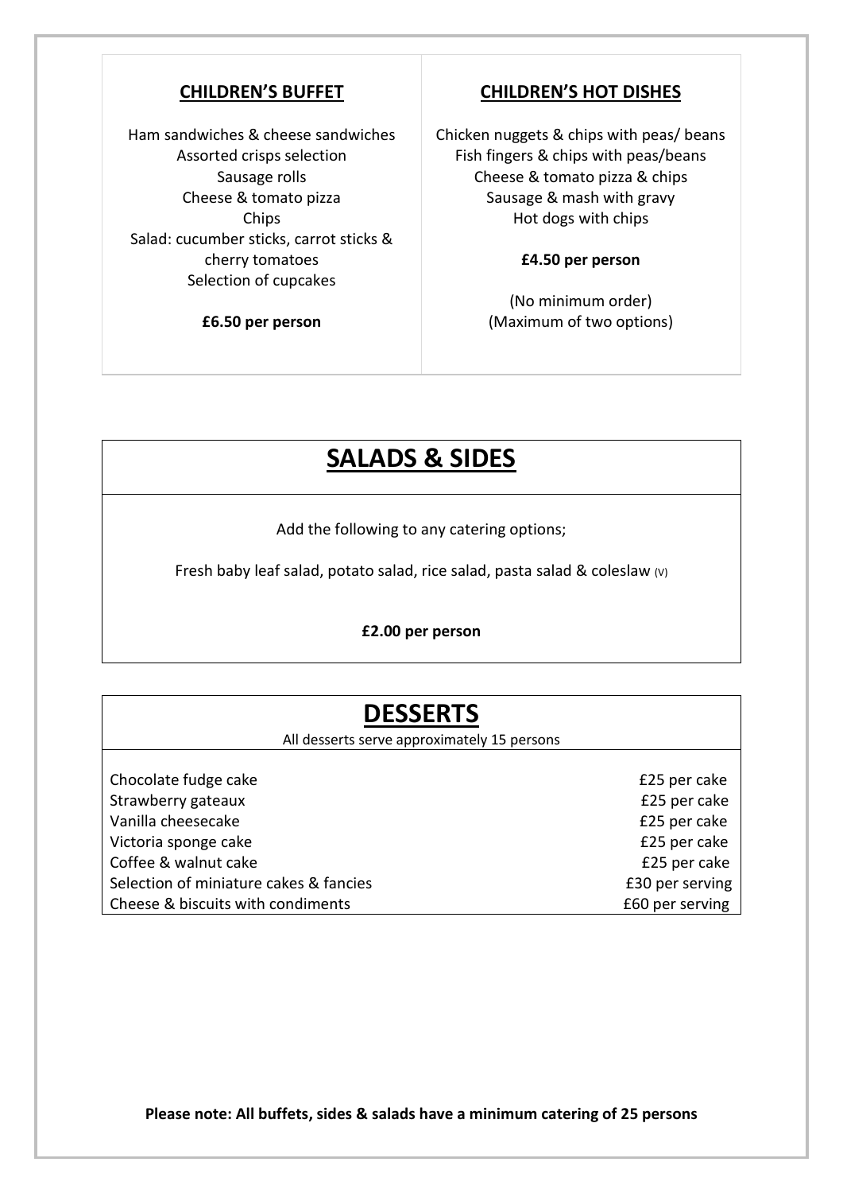## CHILDREN'S BUFFET

Ham sandwiches & cheese sandwiches
Assorted crisps selection
Sausage rolls
Cheese & tomato pizza
Chips
Salad: cucumber sticks, carrot sticks & cherry tomatoes
Selection of cupcakes

**£6.50 per person**

## CHILDREN'S HOT DISHES

Chicken nuggets & chips with peas/ beans
Fish fingers & chips with peas/beans
Cheese & tomato pizza & chips
Sausage & mash with gravy
Hot dogs with chips

**£4.50 per person**

(No minimum order)
(Maximum of two options)

# SALADS & SIDES

Add the following to any catering options;

Fresh baby leaf salad, potato salad, rice salad, pasta salad & coleslaw (V)

**£2.00 per person**

# DESSERTS

All desserts serve approximately 15 persons

| Item | Price |
| --- | --- |
| Chocolate fudge cake | £25 per cake |
| Strawberry gateaux | £25 per cake |
| Vanilla cheesecake | £25 per cake |
| Victoria sponge cake | £25 per cake |
| Coffee & walnut cake | £25 per cake |
| Selection of miniature cakes & fancies | £30 per serving |
| Cheese & biscuits with condiments | £60 per serving |

**Please note: All buffets, sides & salads have a minimum catering of 25 persons**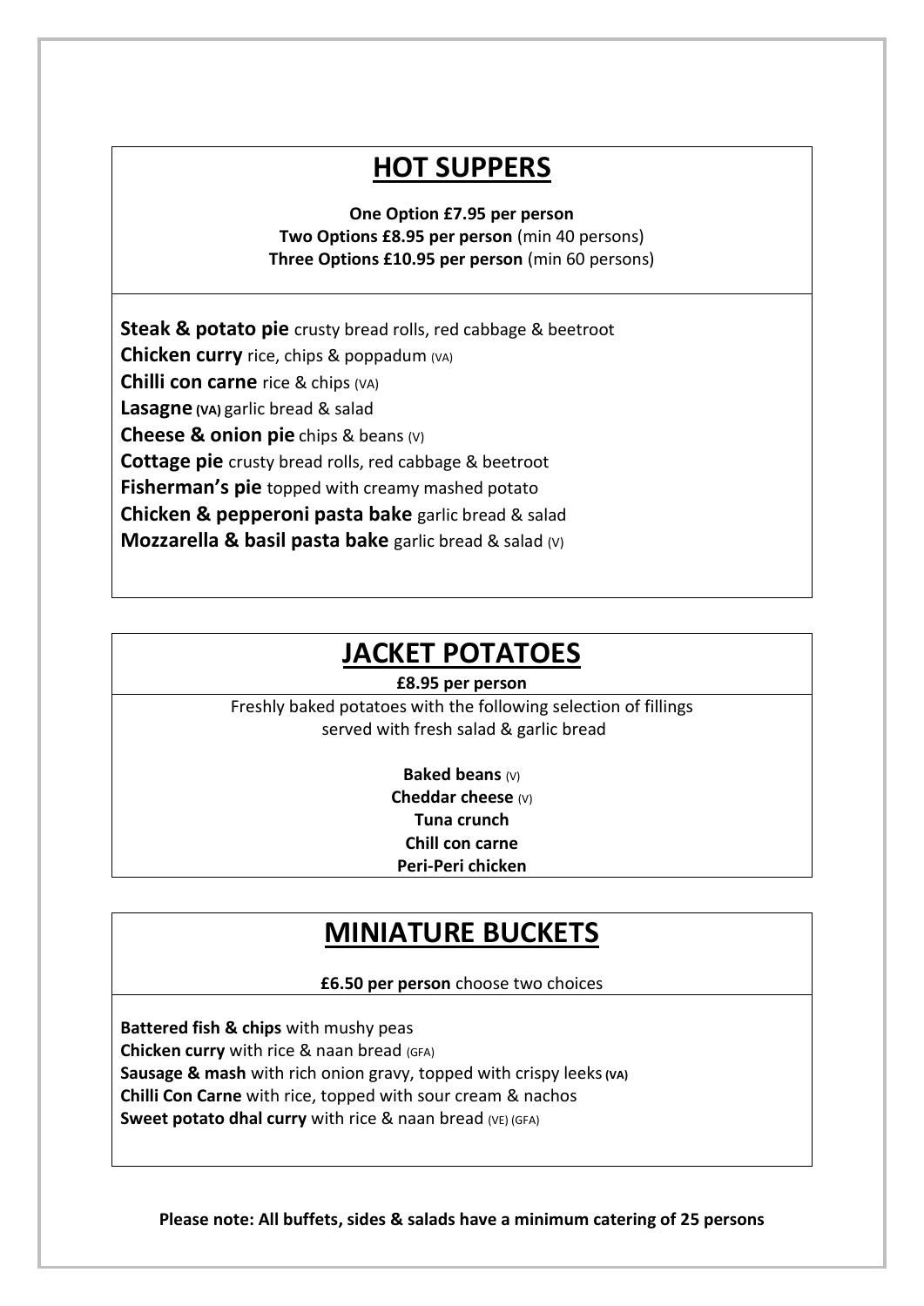## HOT SUPPERS

**One Option £7.95 per person**
**Two Options £8.95 per person** (min 40 persons)
**Three Options £10.95 per person** (min 60 persons)

**Steak & potato pie** crusty bread rolls, red cabbage & beetroot
**Chicken curry** rice, chips & poppadum (VA)
**Chilli con carne** rice & chips (VA)
**Lasagne (VA)** garlic bread & salad
**Cheese & onion pie** chips & beans (V)
**Cottage pie** crusty bread rolls, red cabbage & beetroot
**Fisherman's pie** topped with creamy mashed potato
**Chicken & pepperoni pasta bake** garlic bread & salad
**Mozzarella & basil pasta bake** garlic bread & salad (V)

## JACKET POTATOES

**£8.95 per person**

Freshly baked potatoes with the following selection of fillings served with fresh salad & garlic bread

**Baked beans** (V)
**Cheddar cheese** (V)
**Tuna crunch**
**Chill con carne**
**Peri-Peri chicken**

## MINIATURE BUCKETS

**£6.50 per person** choose two choices

**Battered fish & chips** with mushy peas
**Chicken curry** with rice & naan bread (GFA)
**Sausage & mash** with rich onion gravy, topped with crispy leeks **(VA)**
**Chilli Con Carne** with rice, topped with sour cream & nachos
**Sweet potato dhal curry** with rice & naan bread (VE) (GFA)

**Please note: All buffets, sides & salads have a minimum catering of 25 persons**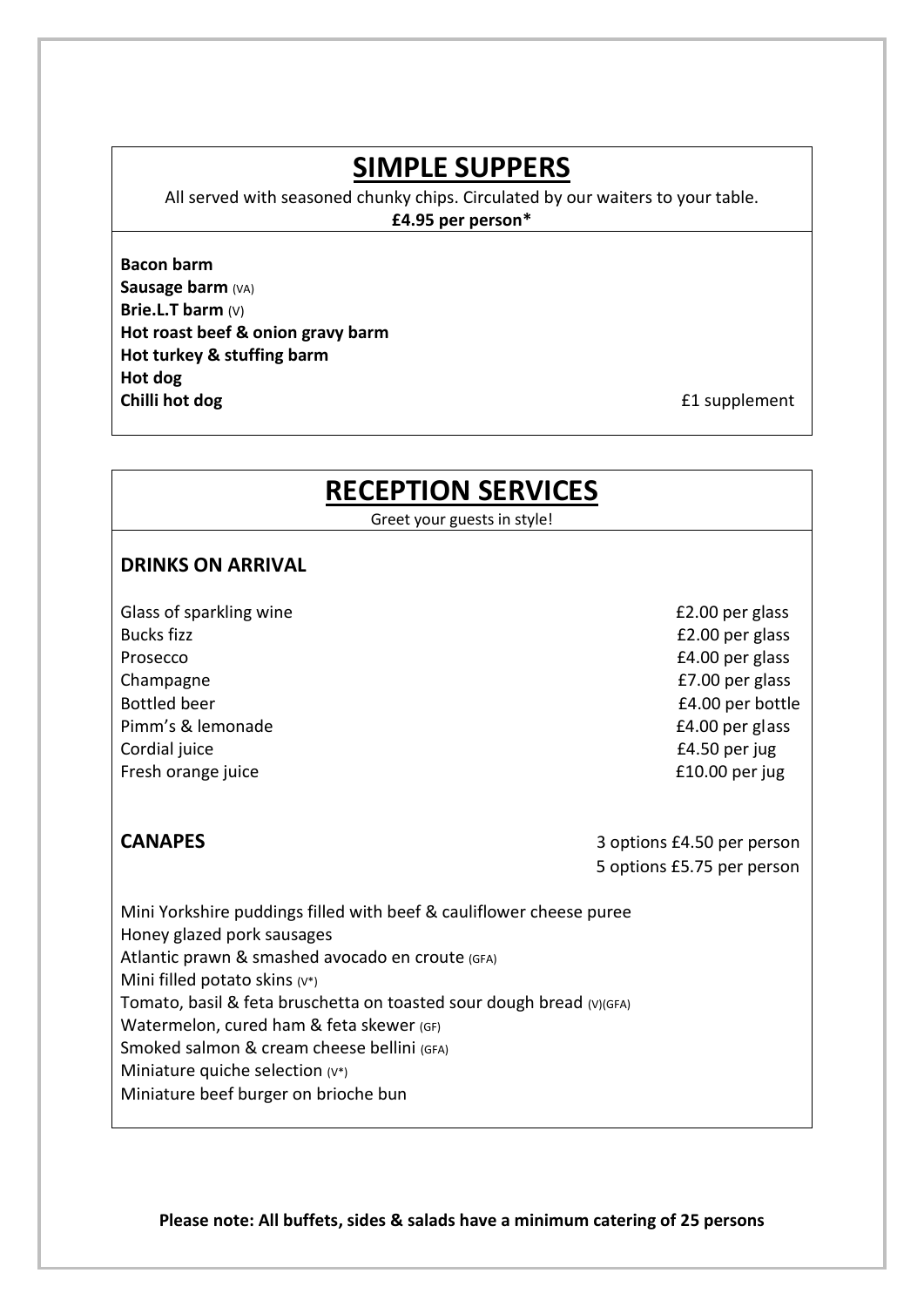## SIMPLE SUPPERS

All served with seasoned chunky chips. Circulated by our waiters to your table.

**£4.95 per person***

**Bacon barm**
**Sausage barm** (VA)
**Brie.L.T barm** (V)
**Hot roast beef & onion gravy barm**
**Hot turkey & stuffing barm**
**Hot dog**
**Chilli hot dog** — £1 supplement

## RECEPTION SERVICES

Greet your guests in style!

### DRINKS ON ARRIVAL

| Drink | Price |
|---|---|
| Glass of sparkling wine | £2.00 per glass |
| Bucks fizz | £2.00 per glass |
| Prosecco | £4.00 per glass |
| Champagne | £7.00 per glass |
| Bottled beer | £4.00 per bottle |
| Pimm's & lemonade | £4.00 per glass |
| Cordial juice | £4.50 per jug |
| Fresh orange juice | £10.00 per jug |

### CANAPES

3 options £4.50 per person
5 options £5.75 per person

Mini Yorkshire puddings filled with beef & cauliflower cheese puree
Honey glazed pork sausages
Atlantic prawn & smashed avocado en croute (GFA)
Mini filled potato skins (V*)
Tomato, basil & feta bruschetta on toasted sour dough bread (V)(GFA)
Watermelon, cured ham & feta skewer (GF)
Smoked salmon & cream cheese bellini (GFA)
Miniature quiche selection (V*)
Miniature beef burger on brioche bun

**Please note: All buffets, sides & salads have a minimum catering of 25 persons**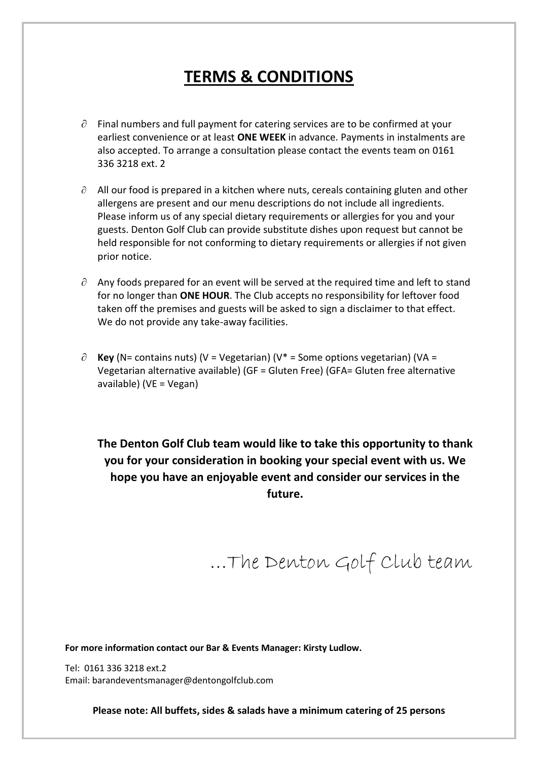# TERMS & CONDITIONS

- Final numbers and full payment for catering services are to be confirmed at your earliest convenience or at least **ONE WEEK** in advance. Payments in instalments are also accepted. To arrange a consultation please contact the events team on 0161 336 3218 ext. 2

- All our food is prepared in a kitchen where nuts, cereals containing gluten and other allergens are present and our menu descriptions do not include all ingredients. Please inform us of any special dietary requirements or allergies for you and your guests. Denton Golf Club can provide substitute dishes upon request but cannot be held responsible for not conforming to dietary requirements or allergies if not given prior notice.

- Any foods prepared for an event will be served at the required time and left to stand for no longer than **ONE HOUR**. The Club accepts no responsibility for leftover food taken off the premises and guests will be asked to sign a disclaimer to that effect. We do not provide any take-away facilities.

- **Key** (N= contains nuts) (V = Vegetarian) (V* = Some options vegetarian) (VA = Vegetarian alternative available) (GF = Gluten Free) (GFA= Gluten free alternative available) (VE = Vegan)

**The Denton Golf Club team would like to take this opportunity to thank you for your consideration in booking your special event with us. We hope you have an enjoyable event and consider our services in the future.**

*…The Denton Golf Club team*

**For more information contact our Bar & Events Manager: Kirsty Ludlow.**

Tel: 0161 336 3218 ext.2
Email: barandeventsmanager@dentongolfclub.com

**Please note: All buffets, sides & salads have a minimum catering of 25 persons**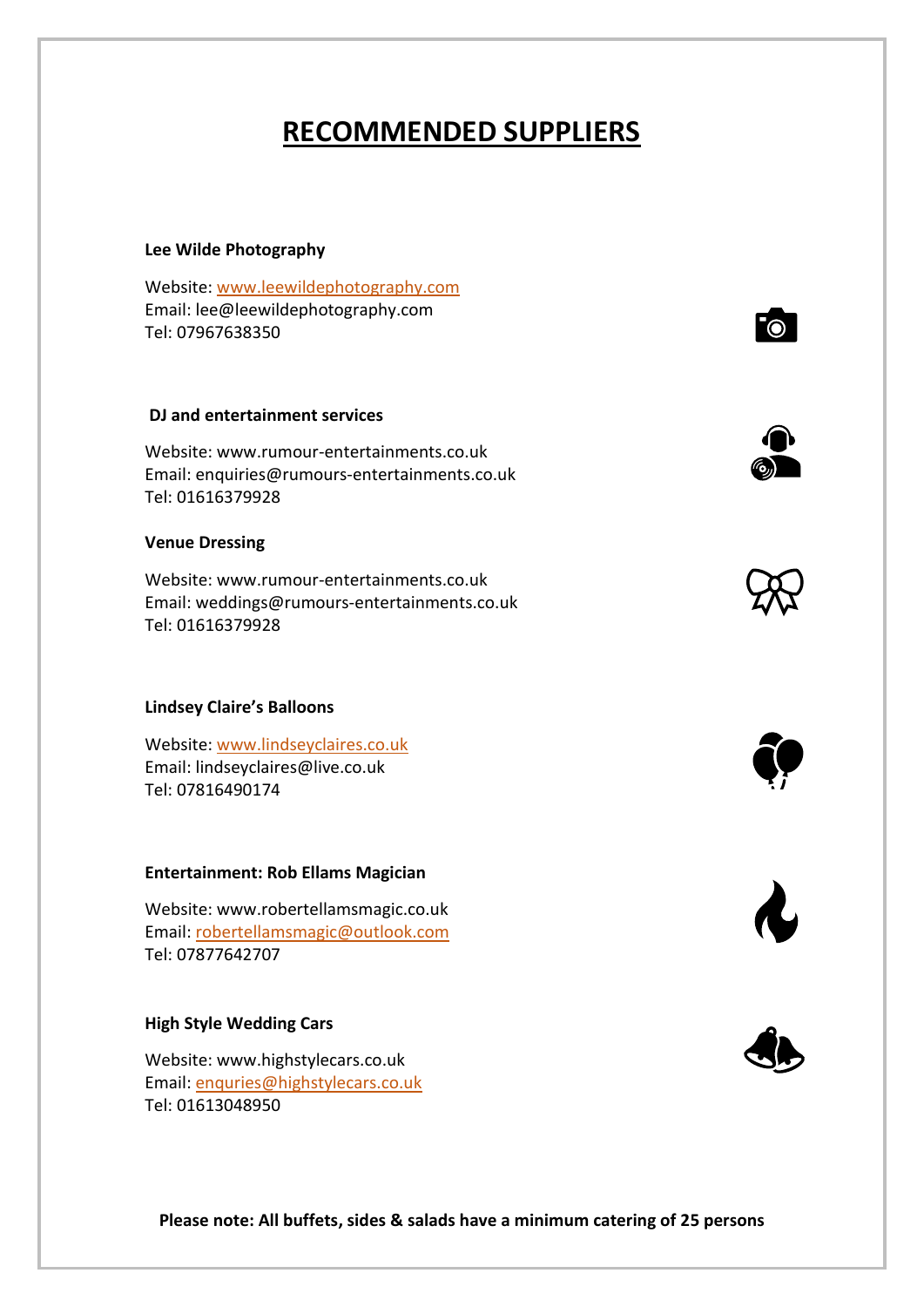# RECOMMENDED SUPPLIERS

**Lee Wilde Photography**

Website: www.leewildephotography.com
Email: lee@leewildephotography.com
Tel: 07967638350

**DJ and entertainment services**

Website: www.rumour-entertainments.co.uk
Email: enquiries@rumours-entertainments.co.uk
Tel: 01616379928

**Venue Dressing**

Website: www.rumour-entertainments.co.uk
Email: weddings@rumours-entertainments.co.uk
Tel: 01616379928

**Lindsey Claire's Balloons**

Website: www.lindseyclaires.co.uk
Email: lindseyclaires@live.co.uk
Tel: 07816490174

**Entertainment: Rob Ellams Magician**

Website: www.robertellamsmagic.co.uk
Email: robertellamsmagic@outlook.com
Tel: 07877642707

**High Style Wedding Cars**

Website: www.highstylecars.co.uk
Email: enqURies@highstylecars.co.uk
Tel: 01613048950

**Please note: All buffets, sides & salads have a minimum catering of 25 persons**